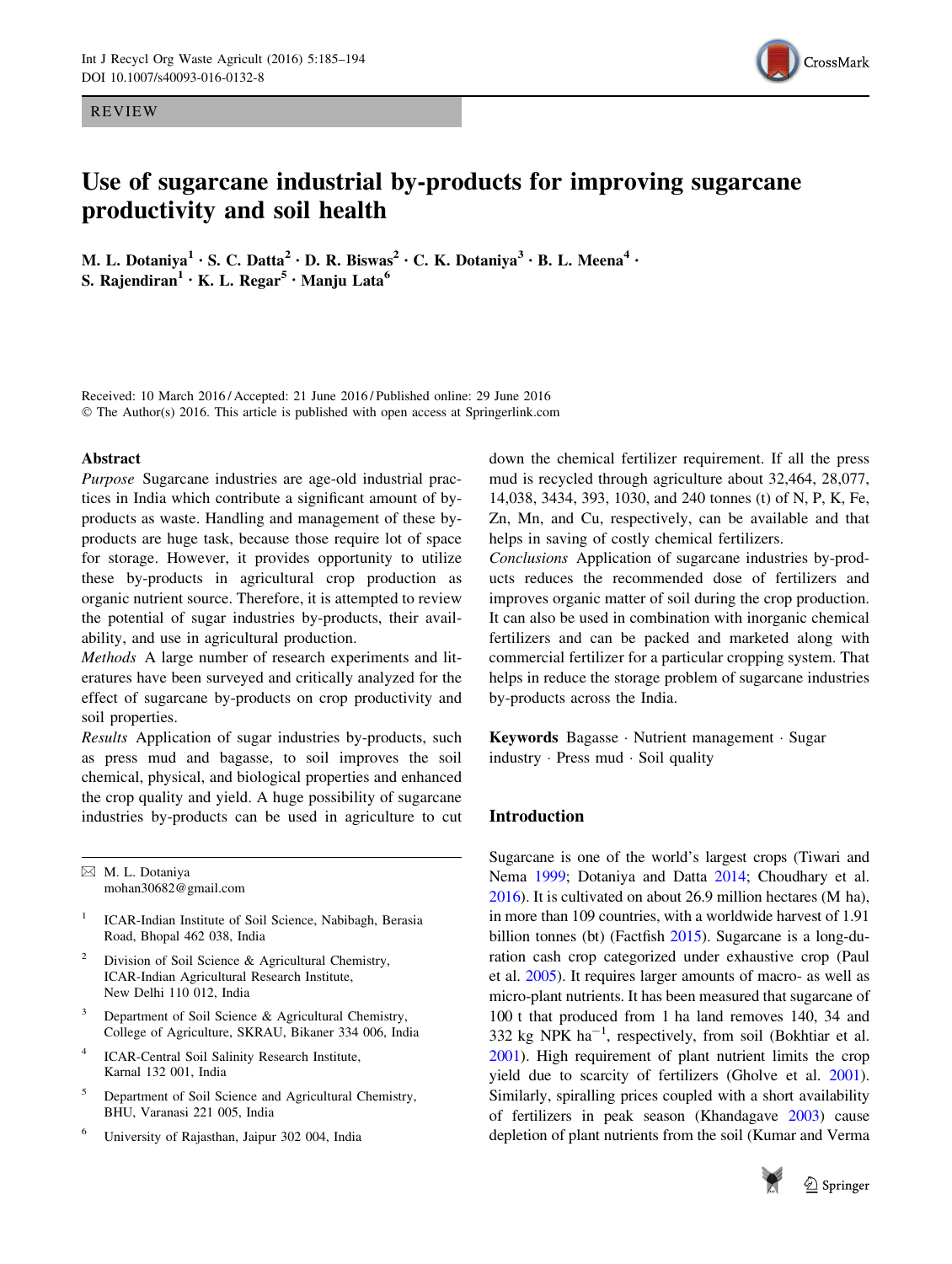REVIEW

# Use of sugarcane industrial by-products for improving sugarcane productivity and soil health

**M. L. Dotaniya[1] · S. C. Datta[2] · D. R. Biswas[2] · C. K. Dotaniya[3] · B. L. Meena[4] · S. Rajendiran[1] · K. L. Regar[5] · Manju Lata[6]**

Received: 10 March 2016 / Accepted: 21 June 2016 / Published online: 29 June 2016
© The Author(s) 2016. This article is published with open access at Springerlink.com

## Abstract

*Purpose* Sugarcane industries are age-old industrial practices in India which contribute a significant amount of by-products as waste. Handling and management of these by-products are huge task, because those require lot of space for storage. However, it provides opportunity to utilize these by-products in agricultural crop production as organic nutrient source. Therefore, it is attempted to review the potential of sugar industries by-products, their availability, and use in agricultural production.

*Methods* A large number of research experiments and literatures have been surveyed and critically analyzed for the effect of sugarcane by-products on crop productivity and soil properties.

*Results* Application of sugar industries by-products, such as press mud and bagasse, to soil improves the soil chemical, physical, and biological properties and enhanced the crop quality and yield. A huge possibility of sugarcane industries by-products can be used in agriculture to cut down the chemical fertilizer requirement. If all the press mud is recycled through agriculture about 32,464, 28,077, 14,038, 3434, 393, 1030, and 240 tonnes (t) of N, P, K, Fe, Zn, Mn, and Cu, respectively, can be available and that helps in saving of costly chemical fertilizers.

*Conclusions* Application of sugarcane industries by-products reduces the recommended dose of fertilizers and improves organic matter of soil during the crop production. It can also be used in combination with inorganic chemical fertilizers and can be packed and marketed along with commercial fertilizer for a particular cropping system. That helps in reduce the storage problem of sugarcane industries by-products across the India.

**Keywords** Bagasse · Nutrient management · Sugar industry · Press mud · Soil quality

✉ M. L. Dotaniya
mohan30682@gmail.com

[1] ICAR-Indian Institute of Soil Science, Nabibagh, Berasia Road, Bhopal 462 038, India

[2] Division of Soil Science & Agricultural Chemistry, ICAR-Indian Agricultural Research Institute, New Delhi 110 012, India

[3] Department of Soil Science & Agricultural Chemistry, College of Agriculture, SKRAU, Bikaner 334 006, India

[4] ICAR-Central Soil Salinity Research Institute, Karnal 132 001, India

[5] Department of Soil Science and Agricultural Chemistry, BHU, Varanasi 221 005, India

[6] University of Rajasthan, Jaipur 302 004, India

## Introduction

Sugarcane is one of the world's largest crops (Tiwari and Nema 1999; Dotaniya and Datta 2014; Choudhary et al. 2016). It is cultivated on about 26.9 million hectares (M ha), in more than 109 countries, with a worldwide harvest of 1.91 billion tonnes (bt) (Factfish 2015). Sugarcane is a long-duration cash crop categorized under exhaustive crop (Paul et al. 2005). It requires larger amounts of macro- as well as micro-plant nutrients. It has been measured that sugarcane of 100 t that produced from 1 ha land removes 140, 34 and 332 kg NPK $ha^{-1}$, respectively, from soil (Bokhtiar et al. 2001). High requirement of plant nutrient limits the crop yield due to scarcity of fertilizers (Gholve et al. 2001). Similarly, spiralling prices coupled with a short availability of fertilizers in peak season (Khandagave 2003) cause depletion of plant nutrients from the soil (Kumar and Verma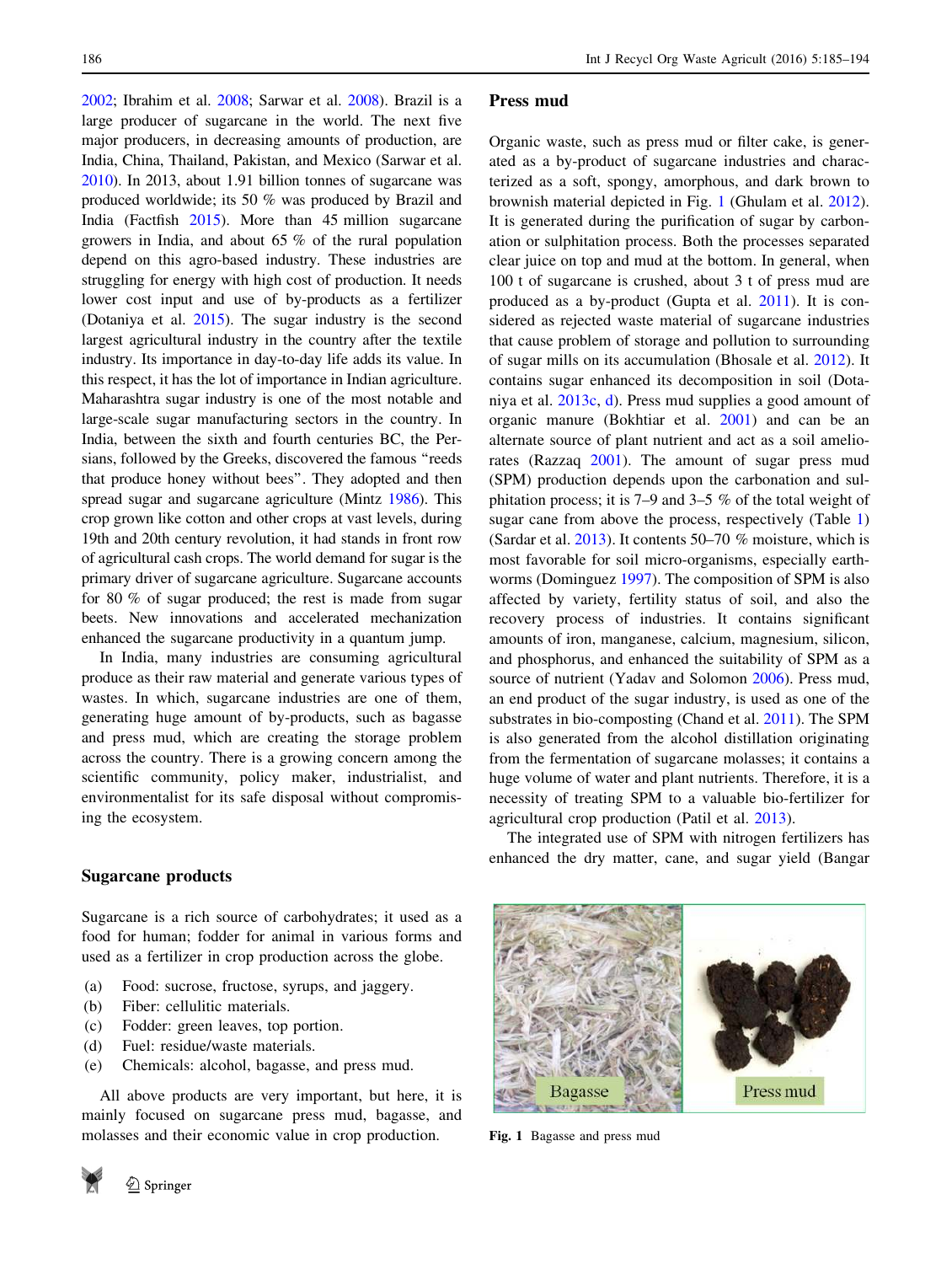2002; Ibrahim et al. 2008; Sarwar et al. 2008). Brazil is a large producer of sugarcane in the world. The next five major producers, in decreasing amounts of production, are India, China, Thailand, Pakistan, and Mexico (Sarwar et al. 2010). In 2013, about 1.91 billion tonnes of sugarcane was produced worldwide; its 50 % was produced by Brazil and India (Factfish 2015). More than 45 million sugarcane growers in India, and about 65 % of the rural population depend on this agro-based industry. These industries are struggling for energy with high cost of production. It needs lower cost input and use of by-products as a fertilizer (Dotaniya et al. 2015). The sugar industry is the second largest agricultural industry in the country after the textile industry. Its importance in day-to-day life adds its value. In this respect, it has the lot of importance in Indian agriculture. Maharashtra sugar industry is one of the most notable and large-scale sugar manufacturing sectors in the country. In India, between the sixth and fourth centuries BC, the Persians, followed by the Greeks, discovered the famous "reeds that produce honey without bees". They adopted and then spread sugar and sugarcane agriculture (Mintz 1986). This crop grown like cotton and other crops at vast levels, during 19th and 20th century revolution, it had stands in front row of agricultural cash crops. The world demand for sugar is the primary driver of sugarcane agriculture. Sugarcane accounts for 80 % of sugar produced; the rest is made from sugar beets. New innovations and accelerated mechanization enhanced the sugarcane productivity in a quantum jump.

In India, many industries are consuming agricultural produce as their raw material and generate various types of wastes. In which, sugarcane industries are one of them, generating huge amount of by-products, such as bagasse and press mud, which are creating the storage problem across the country. There is a growing concern among the scientific community, policy maker, industrialist, and environmentalist for its safe disposal without compromising the ecosystem.

## Sugarcane products

Sugarcane is a rich source of carbohydrates; it used as a food for human; fodder for animal in various forms and used as a fertilizer in crop production across the globe.

(a) Food: sucrose, fructose, syrups, and jaggery.
(b) Fiber: cellulitic materials.
(c) Fodder: green leaves, top portion.
(d) Fuel: residue/waste materials.
(e) Chemicals: alcohol, bagasse, and press mud.

All above products are very important, but here, it is mainly focused on sugarcane press mud, bagasse, and molasses and their economic value in crop production.

## Press mud

Organic waste, such as press mud or filter cake, is generated as a by-product of sugarcane industries and characterized as a soft, spongy, amorphous, and dark brown to brownish material depicted in Fig. 1 (Ghulam et al. 2012). It is generated during the purification of sugar by carbonation or sulphitation process. Both the processes separated clear juice on top and mud at the bottom. In general, when 100 t of sugarcane is crushed, about 3 t of press mud are produced as a by-product (Gupta et al. 2011). It is considered as rejected waste material of sugarcane industries that cause problem of storage and pollution to surrounding of sugar mills on its accumulation (Bhosale et al. 2012). It contains sugar enhanced its decomposition in soil (Dotaniya et al. 2013c, d). Press mud supplies a good amount of organic manure (Bokhtiar et al. 2001) and can be an alternate source of plant nutrient and act as a soil ameliorates (Razzaq 2001). The amount of sugar press mud (SPM) production depends upon the carbonation and sulphitation process; it is 7–9 and 3–5 % of the total weight of sugar cane from above the process, respectively (Table 1) (Sardar et al. 2013). It contents 50–70 % moisture, which is most favorable for soil micro-organisms, especially earthworms (Dominguez 1997). The composition of SPM is also affected by variety, fertility status of soil, and also the recovery process of industries. It contains significant amounts of iron, manganese, calcium, magnesium, silicon, and phosphorus, and enhanced the suitability of SPM as a source of nutrient (Yadav and Solomon 2006). Press mud, an end product of the sugar industry, is used as one of the substrates in bio-composting (Chand et al. 2011). The SPM is also generated from the alcohol distillation originating from the fermentation of sugarcane molasses; it contains a huge volume of water and plant nutrients. Therefore, it is a necessity of treating SPM to a valuable bio-fertilizer for agricultural crop production (Patil et al. 2013).

The integrated use of SPM with nitrogen fertilizers has enhanced the dry matter, cane, and sugar yield (Bangar

Fig. 1 Bagasse and press mud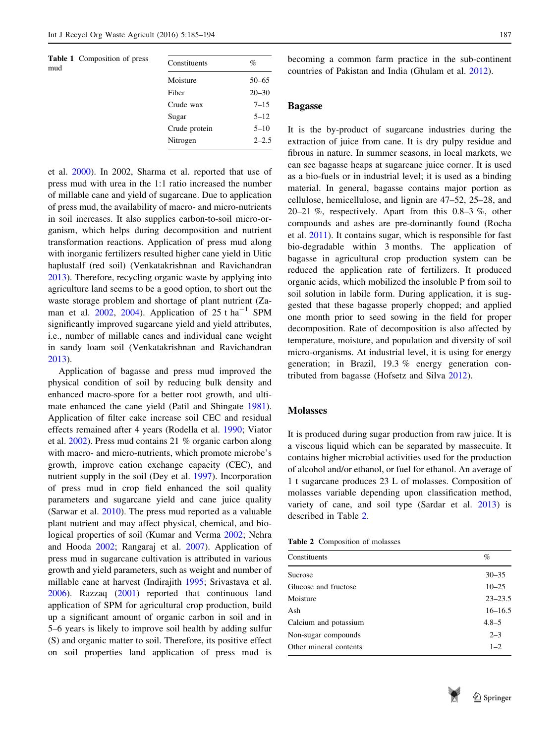Table 1 Composition of press mud

| Constituents | % |
|---|---|
| Moisture | 50–65 |
| Fiber | 20–30 |
| Crude wax | 7–15 |
| Sugar | 5–12 |
| Crude protein | 5–10 |
| Nitrogen | 2–2.5 |

et al. 2000). In 2002, Sharma et al. reported that use of press mud with urea in the 1:1 ratio increased the number of millable cane and yield of sugarcane. Due to application of press mud, the availability of macro- and micro-nutrients in soil increases. It also supplies carbon-to-soil micro-organism, which helps during decomposition and nutrient transformation reactions. Application of press mud along with inorganic fertilizers resulted higher cane yield in Uitic haplustalf (red soil) (Venkatakrishnan and Ravichandran 2013). Therefore, recycling organic waste by applying into agriculture land seems to be a good option, to short out the waste storage problem and shortage of plant nutrient (Zaman et al. 2002, 2004). Application of 25 t $ha^{-1}$ SPM significantly improved sugarcane yield and yield attributes, i.e., number of millable canes and individual cane weight in sandy loam soil (Venkatakrishnan and Ravichandran 2013).

Application of bagasse and press mud improved the physical condition of soil by reducing bulk density and enhanced macro-spore for a better root growth, and ultimate enhanced the cane yield (Patil and Shingate 1981). Application of filter cake increase soil CEC and residual effects remained after 4 years (Rodella et al. 1990; Viator et al. 2002). Press mud contains 21 % organic carbon along with macro- and micro-nutrients, which promote microbe's growth, improve cation exchange capacity (CEC), and nutrient supply in the soil (Dey et al. 1997). Incorporation of press mud in crop field enhanced the soil quality parameters and sugarcane yield and cane juice quality (Sarwar et al. 2010). The press mud reported as a valuable plant nutrient and may affect physical, chemical, and biological properties of soil (Kumar and Verma 2002; Nehra and Hooda 2002; Rangaraj et al. 2007). Application of press mud in sugarcane cultivation is attributed in various growth and yield parameters, such as weight and number of millable cane at harvest (Indirajith 1995; Srivastava et al. 2006). Razzaq (2001) reported that continuous land application of SPM for agricultural crop production, build up a significant amount of organic carbon in soil and in 5–6 years is likely to improve soil health by adding sulfur (S) and organic matter to soil. Therefore, its positive effect on soil properties land application of press mud is becoming a common farm practice in the sub-continent countries of Pakistan and India (Ghulam et al. 2012).

## Bagasse

It is the by-product of sugarcane industries during the extraction of juice from cane. It is dry pulpy residue and fibrous in nature. In summer seasons, in local markets, we can see bagasse heaps at sugarcane juice corner. It is used as a bio-fuels or in industrial level; it is used as a binding material. In general, bagasse contains major portion as cellulose, hemicellulose, and lignin are 47–52, 25–28, and 20–21 %, respectively. Apart from this 0.8–3 %, other compounds and ashes are pre-dominantly found (Rocha et al. 2011). It contains sugar, which is responsible for fast bio-degradable within 3 months. The application of bagasse in agricultural crop production system can be reduced the application rate of fertilizers. It produced organic acids, which mobilized the insoluble P from soil to soil solution in labile form. During application, it is suggested that these bagasse properly chopped; and applied one month prior to seed sowing in the field for proper decomposition. Rate of decomposition is also affected by temperature, moisture, and population and diversity of soil micro-organisms. At industrial level, it is using for energy generation; in Brazil, 19.3 % energy generation contributed from bagasse (Hofsetz and Silva 2012).

## Molasses

It is produced during sugar production from raw juice. It is a viscous liquid which can be separated by massecuite. It contains higher microbial activities used for the production of alcohol and/or ethanol, or fuel for ethanol. An average of 1 t sugarcane produces 23 L of molasses. Composition of molasses variable depending upon classification method, variety of cane, and soil type (Sardar et al. 2013) is described in Table 2.

Table 2 Composition of molasses

| Constituents | % |
|---|---|
| Sucrose | 30–35 |
| Glucose and fructose | 10–25 |
| Moisture | 23–23.5 |
| Ash | 16–16.5 |
| Calcium and potassium | 4.8–5 |
| Non-sugar compounds | 2–3 |
| Other mineral contents | 1–2 |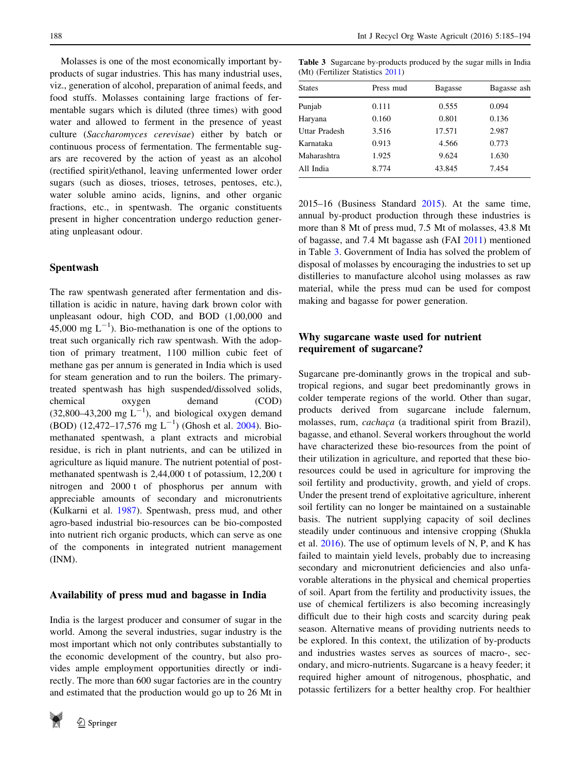Molasses is one of the most economically important by-products of sugar industries. This has many industrial uses, viz., generation of alcohol, preparation of animal feeds, and food stuffs. Molasses containing large fractions of fermentable sugars which is diluted (three times) with good water and allowed to ferment in the presence of yeast culture (*Saccharomyces cerevisae*) either by batch or continuous process of fermentation. The fermentable sugars are recovered by the action of yeast as an alcohol (rectified spirit)/ethanol, leaving unfermented lower order sugars (such as dioses, trioses, tetroses, pentoses, etc.), water soluble amino acids, lignins, and other organic fractions, etc., in spentwash. The organic constituents present in higher concentration undergo reduction generating unpleasant odour.

## Spentwash

The raw spentwash generated after fermentation and distillation is acidic in nature, having dark brown color with unpleasant odour, high COD, and BOD (1,00,000 and 45,000 mg $L^{-1}$). Bio-methanation is one of the options to treat such organically rich raw spentwash. With the adoption of primary treatment, 1100 million cubic feet of methane gas per annum is generated in India which is used for steam generation and to run the boilers. The primary-treated spentwash has high suspended/dissolved solids, chemical oxygen demand (COD) (32,800–43,200 mg $L^{-1}$), and biological oxygen demand (BOD) (12,472–17,576 mg $L^{-1}$) (Ghosh et al. 2004). Bio-methanated spentwash, a plant extracts and microbial residue, is rich in plant nutrients, and can be utilized in agriculture as liquid manure. The nutrient potential of post-methanated spentwash is 2,44,000 t of potassium, 12,200 t nitrogen and 2000 t of phosphorus per annum with appreciable amounts of secondary and micronutrients (Kulkarni et al. 1987). Spentwash, press mud, and other agro-based industrial bio-resources can be bio-composted into nutrient rich organic products, which can serve as one of the components in integrated nutrient management (INM).

## Availability of press mud and bagasse in India

India is the largest producer and consumer of sugar in the world. Among the several industries, sugar industry is the most important which not only contributes substantially to the economic development of the country, but also provides ample employment opportunities directly or indirectly. The more than 600 sugar factories are in the country and estimated that the production would go up to 26 Mt in 2015–16 (Business Standard 2015). At the same time, annual by-product production through these industries is more than 8 Mt of press mud, 7.5 Mt of molasses, 43.8 Mt of bagasse, and 7.4 Mt bagasse ash (FAI 2011) mentioned in Table 3. Government of India has solved the problem of disposal of molasses by encouraging the industries to set up distilleries to manufacture alcohol using molasses as raw material, while the press mud can be used for compost making and bagasse for power generation.

**Table 3** Sugarcane by-products produced by the sugar mills in India (Mt) (Fertilizer Statistics 2011)

| States | Press mud | Bagasse | Bagasse ash |
|---|---|---|---|
| Punjab | 0.111 | 0.555 | 0.094 |
| Haryana | 0.160 | 0.801 | 0.136 |
| Uttar Pradesh | 3.516 | 17.571 | 2.987 |
| Karnataka | 0.913 | 4.566 | 0.773 |
| Maharashtra | 1.925 | 9.624 | 1.630 |
| All India | 8.774 | 43.845 | 7.454 |

## Why sugarcane waste used for nutrient requirement of sugarcane?

Sugarcane pre-dominantly grows in the tropical and subtropical regions, and sugar beet predominantly grows in colder temperate regions of the world. Other than sugar, products derived from sugarcane include falernum, molasses, rum, *cachaça* (a traditional spirit from Brazil), bagasse, and ethanol. Several workers throughout the world have characterized these bio-resources from the point of their utilization in agriculture, and reported that these bio-resources could be used in agriculture for improving the soil fertility and productivity, growth, and yield of crops. Under the present trend of exploitative agriculture, inherent soil fertility can no longer be maintained on a sustainable basis. The nutrient supplying capacity of soil declines steadily under continuous and intensive cropping (Shukla et al. 2016). The use of optimum levels of N, P, and K has failed to maintain yield levels, probably due to increasing secondary and micronutrient deficiencies and also unfavorable alterations in the physical and chemical properties of soil. Apart from the fertility and productivity issues, the use of chemical fertilizers is also becoming increasingly difficult due to their high costs and scarcity during peak season. Alternative means of providing nutrients needs to be explored. In this context, the utilization of by-products and industries wastes serves as sources of macro-, secondary, and micro-nutrients. Sugarcane is a heavy feeder; it required higher amount of nitrogenous, phosphatic, and potassic fertilizers for a better healthy crop. For healthier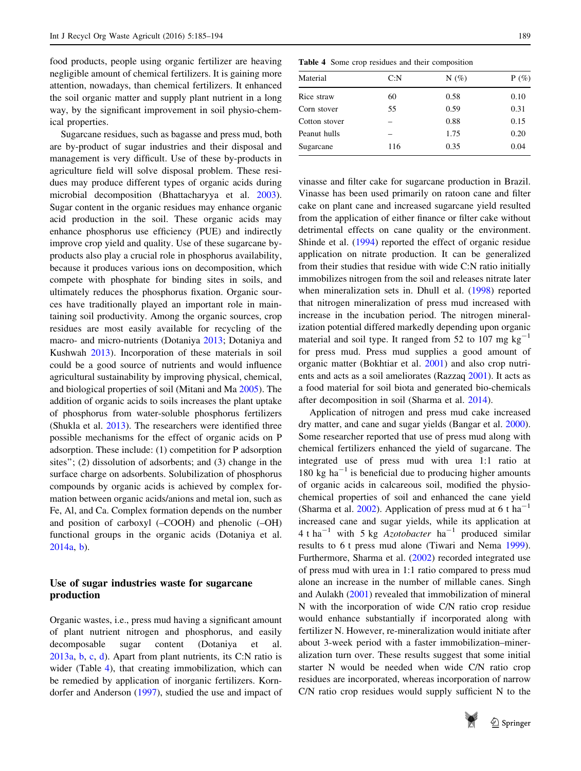food products, people using organic fertilizer are heaving negligible amount of chemical fertilizers. It is gaining more attention, nowadays, than chemical fertilizers. It enhanced the soil organic matter and supply plant nutrient in a long way, by the significant improvement in soil physio-chemical properties.

Sugarcane residues, such as bagasse and press mud, both are by-product of sugar industries and their disposal and management is very difficult. Use of these by-products in agriculture field will solve disposal problem. These residues may produce different types of organic acids during microbial decomposition (Bhattacharyya et al. 2003). Sugar content in the organic residues may enhance organic acid production in the soil. These organic acids may enhance phosphorus use efficiency (PUE) and indirectly improve crop yield and quality. Use of these sugarcane by-products also play a crucial role in phosphorus availability, because it produces various ions on decomposition, which compete with phosphate for binding sites in soils, and ultimately reduces the phosphorus fixation. Organic sources have traditionally played an important role in maintaining soil productivity. Among the organic sources, crop residues are most easily available for recycling of the macro- and micro-nutrients (Dotaniya 2013; Dotaniya and Kushwah 2013). Incorporation of these materials in soil could be a good source of nutrients and would influence agricultural sustainability by improving physical, chemical, and biological properties of soil (Mitani and Ma 2005). The addition of organic acids to soils increases the plant uptake of phosphorus from water-soluble phosphorus fertilizers (Shukla et al. 2013). The researchers were identified three possible mechanisms for the effect of organic acids on P adsorption. These include: (1) competition for P adsorption sites"; (2) dissolution of adsorbents; and (3) change in the surface charge on adsorbents. Solubilization of phosphorus compounds by organic acids is achieved by complex formation between organic acids/anions and metal ion, such as Fe, Al, and Ca. Complex formation depends on the number and position of carboxyl (–COOH) and phenolic (–OH) functional groups in the organic acids (Dotaniya et al. 2014a, b).

## Use of sugar industries waste for sugarcane production

Organic wastes, i.e., press mud having a significant amount of plant nutrient nitrogen and phosphorus, and easily decomposable sugar content (Dotaniya et al. 2013a, b, c, d). Apart from plant nutrients, its C:N ratio is wider (Table 4), that creating immobilization, which can be remedied by application of inorganic fertilizers. Korndorfer and Anderson (1997), studied the use and impact of vinasse and filter cake for sugarcane production in Brazil. Vinasse has been used primarily on ratoon cane and filter cake on plant cane and increased sugarcane yield resulted from the application of either finance or filter cake without detrimental effects on cane quality or the environment. Shinde et al. (1994) reported the effect of organic residue application on nitrate production. It can be generalized from their studies that residue with wide C:N ratio initially immobilizes nitrogen from the soil and releases nitrate later when mineralization sets in. Dhull et al. (1998) reported that nitrogen mineralization of press mud increased with increase in the incubation period. The nitrogen mineralization potential differed markedly depending upon organic material and soil type. It ranged from 52 to 107 mg $kg^{-1}$ for press mud. Press mud supplies a good amount of organic matter (Bokhtiar et al. 2001) and also crop nutrients and acts as a soil ameliorates (Razzaq 2001). It acts as a food material for soil biota and generated bio-chemicals after decomposition in soil (Sharma et al. 2014).

Table 4 Some crop residues and their composition

| Material | C:N | N (%) | P (%) |
|---|---|---|---|
| Rice straw | 60 | 0.58 | 0.10 |
| Corn stover | 55 | 0.59 | 0.31 |
| Cotton stover | – | 0.88 | 0.15 |
| Peanut hulls | – | 1.75 | 0.20 |
| Sugarcane | 116 | 0.35 | 0.04 |

Application of nitrogen and press mud cake increased dry matter, and cane and sugar yields (Bangar et al. 2000). Some researcher reported that use of press mud along with chemical fertilizers enhanced the yield of sugarcane. The integrated use of press mud with urea 1:1 ratio at 180 kg $ha^{-1}$ is beneficial due to producing higher amounts of organic acids in calcareous soil, modified the physio-chemical properties of soil and enhanced the cane yield (Sharma et al. 2002). Application of press mud at 6 t $ha^{-1}$ increased cane and sugar yields, while its application at 4 t $ha^{-1}$ with 5 kg *Azotobacter* $ha^{-1}$ produced similar results to 6 t press mud alone (Tiwari and Nema 1999). Furthermore, Sharma et al. (2002) recorded integrated use of press mud with urea in 1:1 ratio compared to press mud alone an increase in the number of millable canes. Singh and Aulakh (2001) revealed that immobilization of mineral N with the incorporation of wide C/N ratio crop residue would enhance substantially if incorporated along with fertilizer N. However, re-mineralization would initiate after about 3-week period with a faster immobilization–mineralization turn over. These results suggest that some initial starter N would be needed when wide C/N ratio crop residues are incorporated, whereas incorporation of narrow C/N ratio crop residues would supply sufficient N to the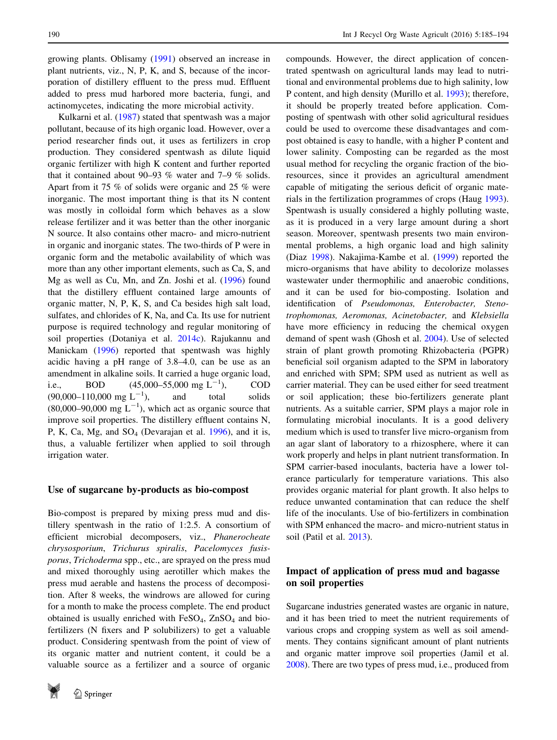growing plants. Oblisamy (1991) observed an increase in plant nutrients, viz., N, P, K, and S, because of the incorporation of distillery effluent to the press mud. Effluent added to press mud harbored more bacteria, fungi, and actinomycetes, indicating the more microbial activity.

Kulkarni et al. (1987) stated that spentwash was a major pollutant, because of its high organic load. However, over a period researcher finds out, it uses as fertilizers in crop production. They considered spentwash as dilute liquid organic fertilizer with high K content and further reported that it contained about 90–93 % water and 7–9 % solids. Apart from it 75 % of solids were organic and 25 % were inorganic. The most important thing is that its N content was mostly in colloidal form which behaves as a slow release fertilizer and it was better than the other inorganic N source. It also contains other macro- and micro-nutrient in organic and inorganic states. The two-thirds of P were in organic form and the metabolic availability of which was more than any other important elements, such as Ca, S, and Mg as well as Cu, Mn, and Zn. Joshi et al. (1996) found that the distillery effluent contained large amounts of organic matter, N, P, K, S, and Ca besides high salt load, sulfates, and chlorides of K, Na, and Ca. Its use for nutrient purpose is required technology and regular monitoring of soil properties (Dotaniya et al. 2014c). Rajukannu and Manickam (1996) reported that spentwash was highly acidic having a pH range of 3.8–4.0, can be use as an amendment in alkaline soils. It carried a huge organic load, i.e., BOD (45,000–55,000 mg $L^{-1}$), COD (90,000–110,000 mg $L^{-1}$), and total solids (80,000–90,000 mg $L^{-1}$), which act as organic source that improve soil properties. The distillery effluent contains N, P, K, Ca, Mg, and $SO_4$ (Devarajan et al. 1996), and it is, thus, a valuable fertilizer when applied to soil through irrigation water.

## Use of sugarcane by-products as bio-compost

Bio-compost is prepared by mixing press mud and distillery spentwash in the ratio of 1:2.5. A consortium of efficient microbial decomposers, viz., *Phanerocheate chrysosporium*, *Trichurus spiralis*, *Pacelomyces fusisporus*, *Trichoderma* spp., etc., are sprayed on the press mud and mixed thoroughly using aerotiller which makes the press mud aerable and hastens the process of decomposition. After 8 weeks, the windrows are allowed for curing for a month to make the process complete. The end product obtained is usually enriched with $FeSO_4$, $ZnSO_4$ and bio-fertilizers (N fixers and P solubilizers) to get a valuable product. Considering spentwash from the point of view of its organic matter and nutrient content, it could be a valuable source as a fertilizer and a source of organic compounds. However, the direct application of concentrated spentwash on agricultural lands may lead to nutritional and environmental problems due to high salinity, low P content, and high density (Murillo et al. 1993); therefore, it should be properly treated before application. Composting of spentwash with other solid agricultural residues could be used to overcome these disadvantages and compost obtained is easy to handle, with a higher P content and lower salinity. Composting can be regarded as the most usual method for recycling the organic fraction of the bio-resources, since it provides an agricultural amendment capable of mitigating the serious deficit of organic materials in the fertilization programmes of crops (Haug 1993). Spentwash is usually considered a highly polluting waste, as it is produced in a very large amount during a short season. Moreover, spentwash presents two main environmental problems, a high organic load and high salinity (Diaz 1998). Nakajima-Kambe et al. (1999) reported the micro-organisms that have ability to decolorize molasses wastewater under thermophilic and anaerobic conditions, and it can be used for bio-composting. Isolation and identification of *Pseudomonas, Enterobacter, Stenotrophomonas, Aeromonas, Acinetobacter,* and *Klebsiella* have more efficiency in reducing the chemical oxygen demand of spent wash (Ghosh et al. 2004). Use of selected strain of plant growth promoting Rhizobacteria (PGPR) beneficial soil organism adapted to the SPM in laboratory and enriched with SPM; SPM used as nutrient as well as carrier material. They can be used either for seed treatment or soil application; these bio-fertilizers generate plant nutrients. As a suitable carrier, SPM plays a major role in formulating microbial inoculants. It is a good delivery medium which is used to transfer live micro-organism from an agar slant of laboratory to a rhizosphere, where it can work properly and helps in plant nutrient transformation. In SPM carrier-based inoculants, bacteria have a lower tolerance particularly for temperature variations. This also provides organic material for plant growth. It also helps to reduce unwanted contamination that can reduce the shelf life of the inoculants. Use of bio-fertilizers in combination with SPM enhanced the macro- and micro-nutrient status in soil (Patil et al. 2013).

## Impact of application of press mud and bagasse on soil properties

Sugarcane industries generated wastes are organic in nature, and it has been tried to meet the nutrient requirements of various crops and cropping system as well as soil amendments. They contains significant amount of plant nutrients and organic matter improve soil properties (Jamil et al. 2008). There are two types of press mud, i.e., produced from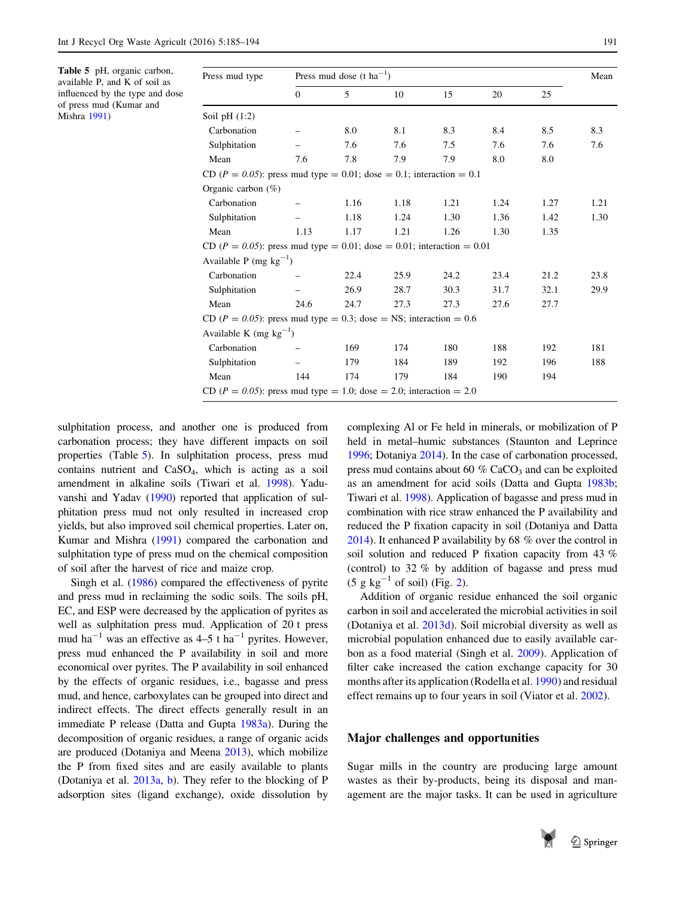**Table 5** pH, organic carbon, available P, and K of soil as influenced by the type and dose of press mud (Kumar and Mishra 1991)

| Press mud type | Press mud dose (t $ha^{-1}$) | | | | | | Mean |
|---|---|---|---|---|---|---|---|
| | 0 | 5 | 10 | 15 | 20 | 25 | |
| Soil pH (1:2) | | | | | | | |
| Carbonation | – | 8.0 | 8.1 | 8.3 | 8.4 | 8.5 | 8.3 |
| Sulphitation | – | 7.6 | 7.6 | 7.5 | 7.6 | 7.6 | 7.6 |
| Mean | 7.6 | 7.8 | 7.9 | 7.9 | 8.0 | 8.0 | |
| CD (*P = 0.05*): press mud type = 0.01; dose = 0.1; interaction = 0.1 | | | | | | | |
| Organic carbon (%) | | | | | | | |
| Carbonation | – | 1.16 | 1.18 | 1.21 | 1.24 | 1.27 | 1.21 |
| Sulphitation | – | 1.18 | 1.24 | 1.30 | 1.36 | 1.42 | 1.30 |
| Mean | 1.13 | 1.17 | 1.21 | 1.26 | 1.30 | 1.35 | |
| CD (*P = 0.05*): press mud type = 0.01; dose = 0.01; interaction = 0.01 | | | | | | | |
| Available P (mg $kg^{-1}$) | | | | | | | |
| Carbonation | – | 22.4 | 25.9 | 24.2 | 23.4 | 21.2 | 23.8 |
| Sulphitation | – | 26.9 | 28.7 | 30.3 | 31.7 | 32.1 | 29.9 |
| Mean | 24.6 | 24.7 | 27.3 | 27.3 | 27.6 | 27.7 | |
| CD (*P = 0.05*): press mud type = 0.3; dose = NS; interaction = 0.6 | | | | | | | |
| Available K (mg $kg^{-1}$) | | | | | | | |
| Carbonation | – | 169 | 174 | 180 | 188 | 192 | 181 |
| Sulphitation | – | 179 | 184 | 189 | 192 | 196 | 188 |
| Mean | 144 | 174 | 179 | 184 | 190 | 194 | |
| CD (*P = 0.05*): press mud type = 1.0; dose = 2.0; interaction = 2.0 | | | | | | | |

sulphitation process, and another one is produced from carbonation process; they have different impacts on soil properties (Table 5). In sulphitation process, press mud contains nutrient and $CaSO_4$, which is acting as a soil amendment in alkaline soils (Tiwari et al. 1998). Yaduvanshi and Yadav (1990) reported that application of sulphitation press mud not only resulted in increased crop yields, but also improved soil chemical properties. Later on, Kumar and Mishra (1991) compared the carbonation and sulphitation type of press mud on the chemical composition of soil after the harvest of rice and maize crop.

Singh et al. (1986) compared the effectiveness of pyrite and press mud in reclaiming the sodic soils. The soils pH, EC, and ESP were decreased by the application of pyrites as well as sulphitation press mud. Application of 20 t press mud $ha^{-1}$ was an effective as 4–5 t $ha^{-1}$ pyrites. However, press mud enhanced the P availability in soil and more economical over pyrites. The P availability in soil enhanced by the effects of organic residues, i.e., bagasse and press mud, and hence, carboxylates can be grouped into direct and indirect effects. The direct effects generally result in an immediate P release (Datta and Gupta 1983a). During the decomposition of organic residues, a range of organic acids are produced (Dotaniya and Meena 2013), which mobilize the P from fixed sites and are easily available to plants (Dotaniya et al. 2013a, b). They refer to the blocking of P adsorption sites (ligand exchange), oxide dissolution by complexing Al or Fe held in minerals, or mobilization of P held in metal–humic substances (Staunton and Leprince 1996; Dotaniya 2014). In the case of carbonation processed, press mud contains about 60 % $CaCO_3$ and can be exploited as an amendment for acid soils (Datta and Gupta 1983b; Tiwari et al. 1998). Application of bagasse and press mud in combination with rice straw enhanced the P availability and reduced the P fixation capacity in soil (Dotaniya and Datta 2014). It enhanced P availability by 68 % over the control in soil solution and reduced P fixation capacity from 43 % (control) to 32 % by addition of bagasse and press mud (5 g $kg^{-1}$ of soil) (Fig. 2).

Addition of organic residue enhanced the soil organic carbon in soil and accelerated the microbial activities in soil (Dotaniya et al. 2013d). Soil microbial diversity as well as microbial population enhanced due to easily available carbon as a food material (Singh et al. 2009). Application of filter cake increased the cation exchange capacity for 30 months after its application (Rodella et al. 1990) and residual effect remains up to four years in soil (Viator et al. 2002).

## Major challenges and opportunities

Sugar mills in the country are producing large amount wastes as their by-products, being its disposal and management are the major tasks. It can be used in agriculture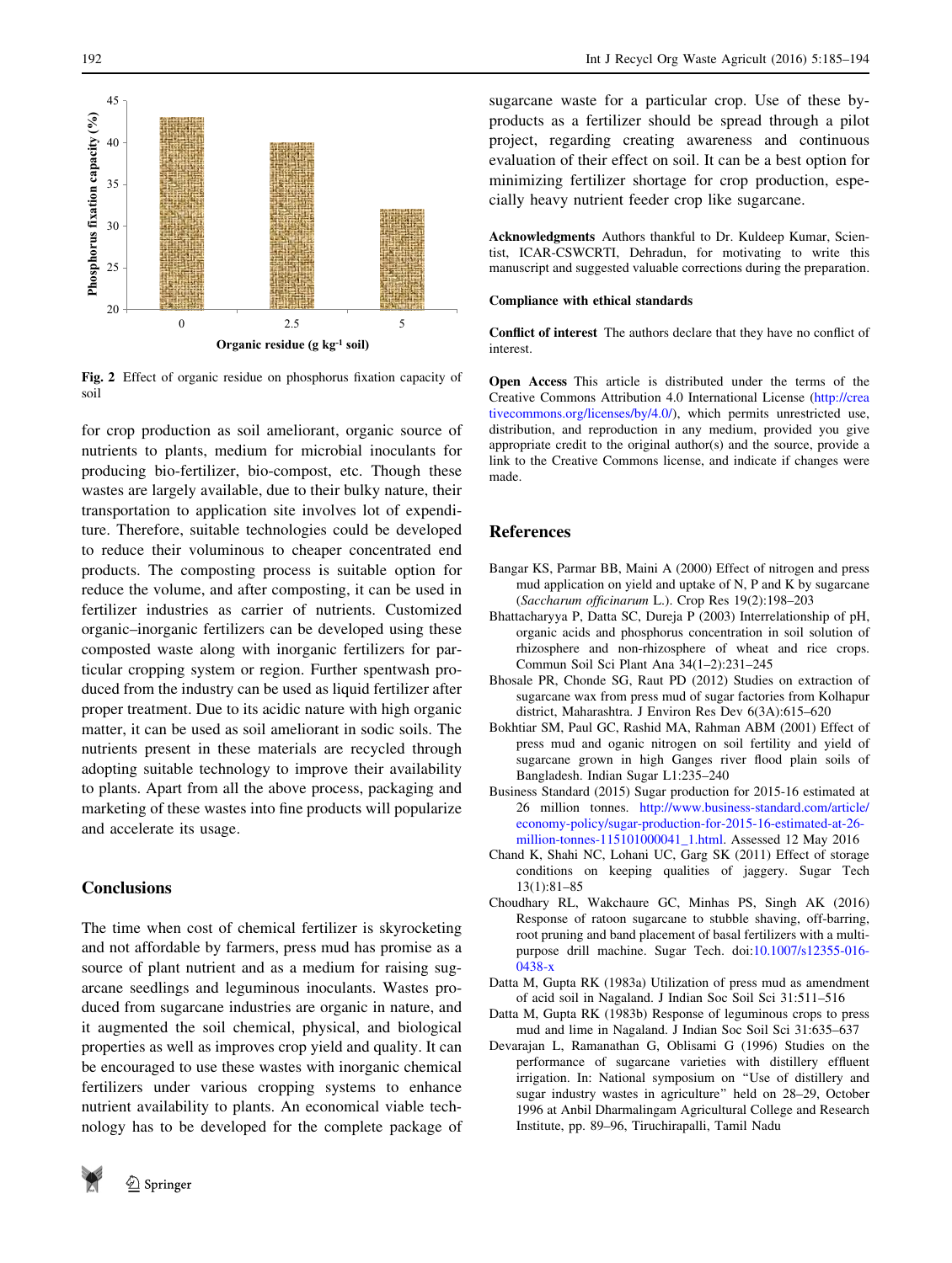Phosphorus fixation capacity (%)

45

40

35

30

25

20

0

2.5

5

Organic residue (g $kg^{-1}$ soil)

**Fig. 2** Effect of organic residue on phosphorus fixation capacity of soil

for crop production as soil ameliorant, organic source of nutrients to plants, medium for microbial inoculants for producing bio-fertilizer, bio-compost, etc. Though these wastes are largely available, due to their bulky nature, their transportation to application site involves lot of expenditure. Therefore, suitable technologies could be developed to reduce their voluminous to cheaper concentrated end products. The composting process is suitable option for reduce the volume, and after composting, it can be used in fertilizer industries as carrier of nutrients. Customized organic–inorganic fertilizers can be developed using these composted waste along with inorganic fertilizers for particular cropping system or region. Further spentwash produced from the industry can be used as liquid fertilizer after proper treatment. Due to its acidic nature with high organic matter, it can be used as soil ameliorant in sodic soils. The nutrients present in these materials are recycled through adopting suitable technology to improve their availability to plants. Apart from all the above process, packaging and marketing of these wastes into fine products will popularize and accelerate its usage.

## Conclusions

The time when cost of chemical fertilizer is skyrocketing and not affordable by farmers, press mud has promise as a source of plant nutrient and as a medium for raising sugarcane seedlings and leguminous inoculants. Wastes produced from sugarcane industries are organic in nature, and it augmented the soil chemical, physical, and biological properties as well as improves crop yield and quality. It can be encouraged to use these wastes with inorganic chemical fertilizers under various cropping systems to enhance nutrient availability to plants. An economical viable technology has to be developed for the complete package of sugarcane waste for a particular crop. Use of these by-products as a fertilizer should be spread through a pilot project, regarding creating awareness and continuous evaluation of their effect on soil. It can be a best option for minimizing fertilizer shortage for crop production, especially heavy nutrient feeder crop like sugarcane.

**Acknowledgments** Authors thankful to Dr. Kuldeep Kumar, Scientist, ICAR-CSWCRTI, Dehradun, for motivating to write this manuscript and suggested valuable corrections during the preparation.

**Compliance with ethical standards**

**Conflict of interest** The authors declare that they have no conflict of interest.

**Open Access** This article is distributed under the terms of the Creative Commons Attribution 4.0 International License (http://creativecommons.org/licenses/by/4.0/), which permits unrestricted use, distribution, and reproduction in any medium, provided you give appropriate credit to the original author(s) and the source, provide a link to the Creative Commons license, and indicate if changes were made.

## References

Bangar KS, Parmar BB, Maini A (2000) Effect of nitrogen and press mud application on yield and uptake of N, P and K by sugarcane (*Saccharum officinarum* L.). Crop Res 19(2):198–203

Bhattacharyya P, Datta SC, Dureja P (2003) Interrelationship of pH, organic acids and phosphorus concentration in soil solution of rhizosphere and non-rhizosphere of wheat and rice crops. Commun Soil Sci Plant Ana 34(1–2):231–245

Bhosale PR, Chonde SG, Raut PD (2012) Studies on extraction of sugarcane wax from press mud of sugar factories from Kolhapur district, Maharashtra. J Environ Res Dev 6(3A):615–620

Bokhtiar SM, Paul GC, Rashid MA, Rahman ABM (2001) Effect of press mud and oganic nitrogen on soil fertility and yield of sugarcane grown in high Ganges river flood plain soils of Bangladesh. Indian Sugar L1:235–240

Business Standard (2015) Sugar production for 2015-16 estimated at 26 million tonnes. http://www.business-standard.com/article/economy-policy/sugar-production-for-2015-16-estimated-at-26-million-tonnes-115101000041_1.html. Assessed 12 May 2016

Chand K, Shahi NC, Lohani UC, Garg SK (2011) Effect of storage conditions on keeping qualities of jaggery. Sugar Tech 13(1):81–85

Choudhary RL, Wakchaure GC, Minhas PS, Singh AK (2016) Response of ratoon sugarcane to stubble shaving, off-barring, root pruning and band placement of basal fertilizers with a multipurpose drill machine. Sugar Tech. doi:10.1007/s12355-016-0438-x

Datta M, Gupta RK (1983a) Utilization of press mud as amendment of acid soil in Nagaland. J Indian Soc Soil Sci 31:511–516

Datta M, Gupta RK (1983b) Response of leguminous crops to press mud and lime in Nagaland. J Indian Soc Soil Sci 31:635–637

Devarajan L, Ramanathan G, Oblisami G (1996) Studies on the performance of sugarcane varieties with distillery effluent irrigation. In: National symposium on "Use of distillery and sugar industry wastes in agriculture" held on 28–29, October 1996 at Anbil Dharmalingam Agricultural College and Research Institute, pp. 89–96, Tiruchirapalli, Tamil Nadu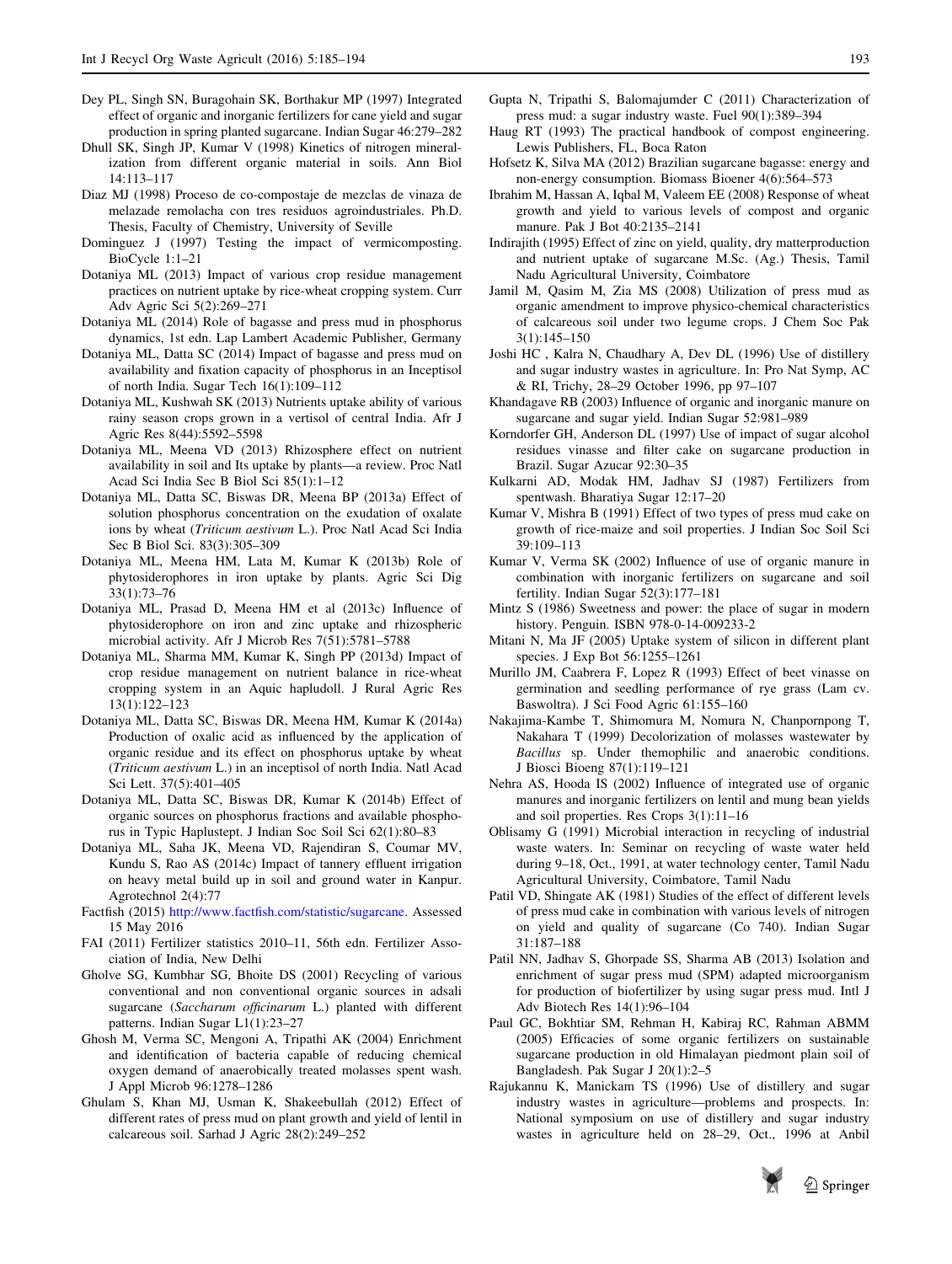Dey PL, Singh SN, Buragohain SK, Borthakur MP (1997) Integrated effect of organic and inorganic fertilizers for cane yield and sugar production in spring planted sugarcane. Indian Sugar 46:279–282

Dhull SK, Singh JP, Kumar V (1998) Kinetics of nitrogen mineralization from different organic material in soils. Ann Biol 14:113–117

Diaz MJ (1998) Proceso de co-compostaje de mezclas de vinaza de melazade remolacha con tres residuos agroindustriales. Ph.D. Thesis, Faculty of Chemistry, University of Seville

Dominguez J (1997) Testing the impact of vermicomposting. BioCycle 1:1–21

Dotaniya ML (2013) Impact of various crop residue management practices on nutrient uptake by rice-wheat cropping system. Curr Adv Agric Sci 5(2):269–271

Dotaniya ML (2014) Role of bagasse and press mud in phosphorus dynamics, 1st edn. Lap Lambert Academic Publisher, Germany

Dotaniya ML, Datta SC (2014) Impact of bagasse and press mud on availability and fixation capacity of phosphorus in an Inceptisol of north India. Sugar Tech 16(1):109–112

Dotaniya ML, Kushwah SK (2013) Nutrients uptake ability of various rainy season crops grown in a vertisol of central India. Afr J Agric Res 8(44):5592–5598

Dotaniya ML, Meena VD (2013) Rhizosphere effect on nutrient availability in soil and Its uptake by plants—a review. Proc Natl Acad Sci India Sec B Biol Sci 85(1):1–12

Dotaniya ML, Datta SC, Biswas DR, Meena BP (2013a) Effect of solution phosphorus concentration on the exudation of oxalate ions by wheat (*Triticum aestivum* L.). Proc Natl Acad Sci India Sec B Biol Sci. 83(3):305–309

Dotaniya ML, Meena HM, Lata M, Kumar K (2013b) Role of phytosiderophores in iron uptake by plants. Agric Sci Dig 33(1):73–76

Dotaniya ML, Prasad D, Meena HM et al (2013c) Influence of phytosiderophore on iron and zinc uptake and rhizospheric microbial activity. Afr J Microb Res 7(51):5781–5788

Dotaniya ML, Sharma MM, Kumar K, Singh PP (2013d) Impact of crop residue management on nutrient balance in rice-wheat cropping system in an Aquic hapludoll. J Rural Agric Res 13(1):122–123

Dotaniya ML, Datta SC, Biswas DR, Meena HM, Kumar K (2014a) Production of oxalic acid as influenced by the application of organic residue and its effect on phosphorus uptake by wheat (*Triticum aestivum* L.) in an inceptisol of north India. Natl Acad Sci Lett. 37(5):401–405

Dotaniya ML, Datta SC, Biswas DR, Kumar K (2014b) Effect of organic sources on phosphorus fractions and available phosphorus in Typic Haplustept. J Indian Soc Soil Sci 62(1):80–83

Dotaniya ML, Saha JK, Meena VD, Rajendiran S, Coumar MV, Kundu S, Rao AS (2014c) Impact of tannery effluent irrigation on heavy metal build up in soil and ground water in Kanpur. Agrotechnol 2(4):77

Factfish (2015) http://www.factfish.com/statistic/sugarcane. Assessed 15 May 2016

FAI (2011) Fertilizer statistics 2010–11, 56th edn. Fertilizer Association of India, New Delhi

Gholve SG, Kumbhar SG, Bhoite DS (2001) Recycling of various conventional and non conventional organic sources in adsali sugarcane (*Saccharum officinarum* L.) planted with different patterns. Indian Sugar L1(1):23–27

Ghosh M, Verma SC, Mengoni A, Tripathi AK (2004) Enrichment and identification of bacteria capable of reducing chemical oxygen demand of anaerobically treated molasses spent wash. J Appl Microb 96:1278–1286

Ghulam S, Khan MJ, Usman K, Shakeebullah (2012) Effect of different rates of press mud on plant growth and yield of lentil in calcareous soil. Sarhad J Agric 28(2):249–252

Gupta N, Tripathi S, Balomajumder C (2011) Characterization of press mud: a sugar industry waste. Fuel 90(1):389–394

Haug RT (1993) The practical handbook of compost engineering. Lewis Publishers, FL, Boca Raton

Hofsetz K, Silva MA (2012) Brazilian sugarcane bagasse: energy and non-energy consumption. Biomass Bioener 4(6):564–573

Ibrahim M, Hassan A, Iqbal M, Valeem EE (2008) Response of wheat growth and yield to various levels of compost and organic manure. Pak J Bot 40:2135–2141

Indirajith (1995) Effect of zinc on yield, quality, dry matterproduction and nutrient uptake of sugarcane M.Sc. (Ag.) Thesis, Tamil Nadu Agricultural University, Coimbatore

Jamil M, Qasim M, Zia MS (2008) Utilization of press mud as organic amendment to improve physico-chemical characteristics of calcareous soil under two legume crops. J Chem Soc Pak 3(1):145–150

Joshi HC , Kalra N, Chaudhary A, Dev DL (1996) Use of distillery and sugar industry wastes in agriculture. In: Pro Nat Symp, AC & RI, Trichy, 28–29 October 1996, pp 97–107

Khandagave RB (2003) Influence of organic and inorganic manure on sugarcane and sugar yield. Indian Sugar 52:981–989

Korndorfer GH, Anderson DL (1997) Use of impact of sugar alcohol residues vinasse and filter cake on sugarcane production in Brazil. Sugar Azucar 92:30–35

Kulkarni AD, Modak HM, Jadhav SJ (1987) Fertilizers from spentwash. Bharatiya Sugar 12:17–20

Kumar V, Mishra B (1991) Effect of two types of press mud cake on growth of rice-maize and soil properties. J Indian Soc Soil Sci 39:109–113

Kumar V, Verma SK (2002) Influence of use of organic manure in combination with inorganic fertilizers on sugarcane and soil fertility. Indian Sugar 52(3):177–181

Mintz S (1986) Sweetness and power: the place of sugar in modern history. Penguin. ISBN 978-0-14-009233-2

Mitani N, Ma JF (2005) Uptake system of silicon in different plant species. J Exp Bot 56:1255–1261

Murillo JM, Caabrera F, Lopez R (1993) Effect of beet vinasse on germination and seedling performance of rye grass (Lam cv. Baswoltra). J Sci Food Agric 61:155–160

Nakajima-Kambe T, Shimomura M, Nomura N, Chanpornpong T, Nakahara T (1999) Decolorization of molasses wastewater by *Bacillus* sp. Under themophilic and anaerobic conditions. J Biosci Bioeng 87(1):119–121

Nehra AS, Hooda IS (2002) Influence of integrated use of organic manures and inorganic fertilizers on lentil and mung bean yields and soil properties. Res Crops 3(1):11–16

Oblisamy G (1991) Microbial interaction in recycling of industrial waste waters. In: Seminar on recycling of waste water held during 9–18, Oct., 1991, at water technology center, Tamil Nadu Agricultural University, Coimbatore, Tamil Nadu

Patil VD, Shingate AK (1981) Studies of the effect of different levels of press mud cake in combination with various levels of nitrogen on yield and quality of sugarcane (Co 740). Indian Sugar 31:187–188

Patil NN, Jadhav S, Ghorpade SS, Sharma AB (2013) Isolation and enrichment of sugar press mud (SPM) adapted microorganism for production of biofertilizer by using sugar press mud. Intl J Adv Biotech Res 14(1):96–104

Paul GC, Bokhtiar SM, Rehman H, Kabiraj RC, Rahman ABMM (2005) Efficacies of some organic fertilizers on sustainable sugarcane production in old Himalayan piedmont plain soil of Bangladesh. Pak Sugar J 20(1):2–5

Rajukannu K, Manickam TS (1996) Use of distillery and sugar industry wastes in agriculture—problems and prospects. In: National symposium on use of distillery and sugar industry wastes in agriculture held on 28–29, Oct., 1996 at Anbil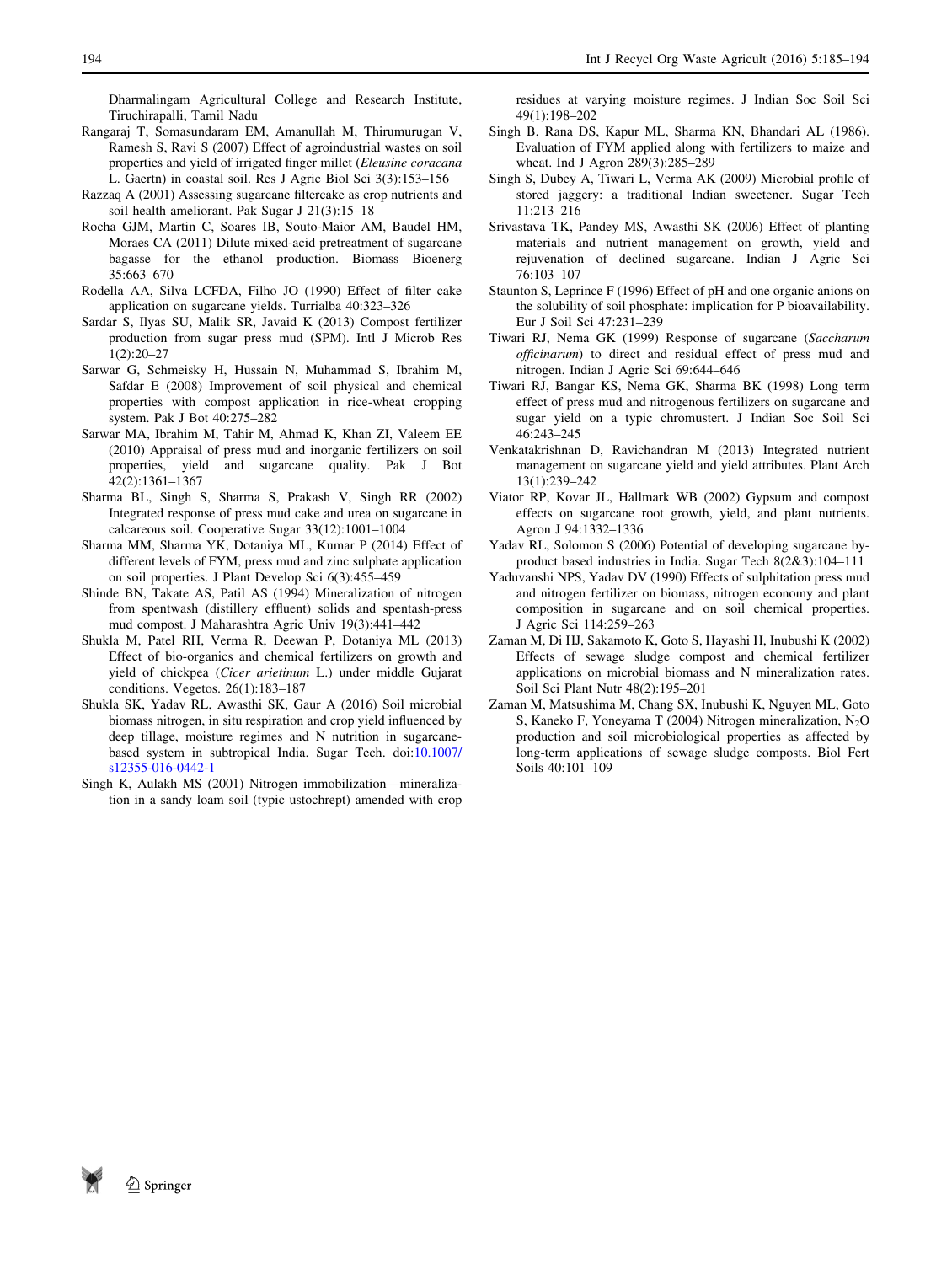Dharmalingam Agricultural College and Research Institute, Tiruchirapalli, Tamil Nadu

Rangaraj T, Somasundaram EM, Amanullah M, Thirumurugan V, Ramesh S, Ravi S (2007) Effect of agroindustrial wastes on soil properties and yield of irrigated finger millet (*Eleusine coracana* L. Gaertn) in coastal soil. Res J Agric Biol Sci 3(3):153–156

Razzaq A (2001) Assessing sugarcane filtercake as crop nutrients and soil health ameliorant. Pak Sugar J 21(3):15–18

Rocha GJM, Martin C, Soares IB, Souto-Maior AM, Baudel HM, Moraes CA (2011) Dilute mixed-acid pretreatment of sugarcane bagasse for the ethanol production. Biomass Bioenerg 35:663–670

Rodella AA, Silva LCFDA, Filho JO (1990) Effect of filter cake application on sugarcane yields. Turrialba 40:323–326

Sardar S, Ilyas SU, Malik SR, Javaid K (2013) Compost fertilizer production from sugar press mud (SPM). Intl J Microb Res 1(2):20–27

Sarwar G, Schmeisky H, Hussain N, Muhammad S, Ibrahim M, Safdar E (2008) Improvement of soil physical and chemical properties with compost application in rice-wheat cropping system. Pak J Bot 40:275–282

Sarwar MA, Ibrahim M, Tahir M, Ahmad K, Khan ZI, Valeem EE (2010) Appraisal of press mud and inorganic fertilizers on soil properties, yield and sugarcane quality. Pak J Bot 42(2):1361–1367

Sharma BL, Singh S, Sharma S, Prakash V, Singh RR (2002) Integrated response of press mud cake and urea on sugarcane in calcareous soil. Cooperative Sugar 33(12):1001–1004

Sharma MM, Sharma YK, Dotaniya ML, Kumar P (2014) Effect of different levels of FYM, press mud and zinc sulphate application on soil properties. J Plant Develop Sci 6(3):455–459

Shinde BN, Takate AS, Patil AS (1994) Mineralization of nitrogen from spentwash (distillery effluent) solids and spentash-press mud compost. J Maharashtra Agric Univ 19(3):441–442

Shukla M, Patel RH, Verma R, Deewan P, Dotaniya ML (2013) Effect of bio-organics and chemical fertilizers on growth and yield of chickpea (*Cicer arietinum* L.) under middle Gujarat conditions. Vegetos. 26(1):183–187

Shukla SK, Yadav RL, Awasthi SK, Gaur A (2016) Soil microbial biomass nitrogen, in situ respiration and crop yield influenced by deep tillage, moisture regimes and N nutrition in sugarcane-based system in subtropical India. Sugar Tech. doi:10.1007/s12355-016-0442-1

Singh K, Aulakh MS (2001) Nitrogen immobilization—mineralization in a sandy loam soil (typic ustochrept) amended with crop residues at varying moisture regimes. J Indian Soc Soil Sci 49(1):198–202

Singh B, Rana DS, Kapur ML, Sharma KN, Bhandari AL (1986). Evaluation of FYM applied along with fertilizers to maize and wheat. Ind J Agron 289(3):285–289

Singh S, Dubey A, Tiwari L, Verma AK (2009) Microbial profile of stored jaggery: a traditional Indian sweetener. Sugar Tech 11:213–216

Srivastava TK, Pandey MS, Awasthi SK (2006) Effect of planting materials and nutrient management on growth, yield and rejuvenation of declined sugarcane. Indian J Agric Sci 76:103–107

Staunton S, Leprince F (1996) Effect of pH and one organic anions on the solubility of soil phosphate: implication for P bioavailability. Eur J Soil Sci 47:231–239

Tiwari RJ, Nema GK (1999) Response of sugarcane (*Saccharum officinarum*) to direct and residual effect of press mud and nitrogen. Indian J Agric Sci 69:644–646

Tiwari RJ, Bangar KS, Nema GK, Sharma BK (1998) Long term effect of press mud and nitrogenous fertilizers on sugarcane and sugar yield on a typic chromustert. J Indian Soc Soil Sci 46:243–245

Venkatakrishnan D, Ravichandran M (2013) Integrated nutrient management on sugarcane yield and yield attributes. Plant Arch 13(1):239–242

Viator RP, Kovar JL, Hallmark WB (2002) Gypsum and compost effects on sugarcane root growth, yield, and plant nutrients. Agron J 94:1332–1336

Yadav RL, Solomon S (2006) Potential of developing sugarcane by-product based industries in India. Sugar Tech 8(2&3):104–111

Yaduvanshi NPS, Yadav DV (1990) Effects of sulphitation press mud and nitrogen fertilizer on biomass, nitrogen economy and plant composition in sugarcane and on soil chemical properties. J Agric Sci 114:259–263

Zaman M, Di HJ, Sakamoto K, Goto S, Hayashi H, Inubushi K (2002) Effects of sewage sludge compost and chemical fertilizer applications on microbial biomass and N mineralization rates. Soil Sci Plant Nutr 48(2):195–201

Zaman M, Matsushima M, Chang SX, Inubushi K, Nguyen ML, Goto S, Kaneko F, Yoneyama T (2004) Nitrogen mineralization, $N_2O$ production and soil microbiological properties as affected by long-term applications of sewage sludge composts. Biol Fert Soils 40:101–109